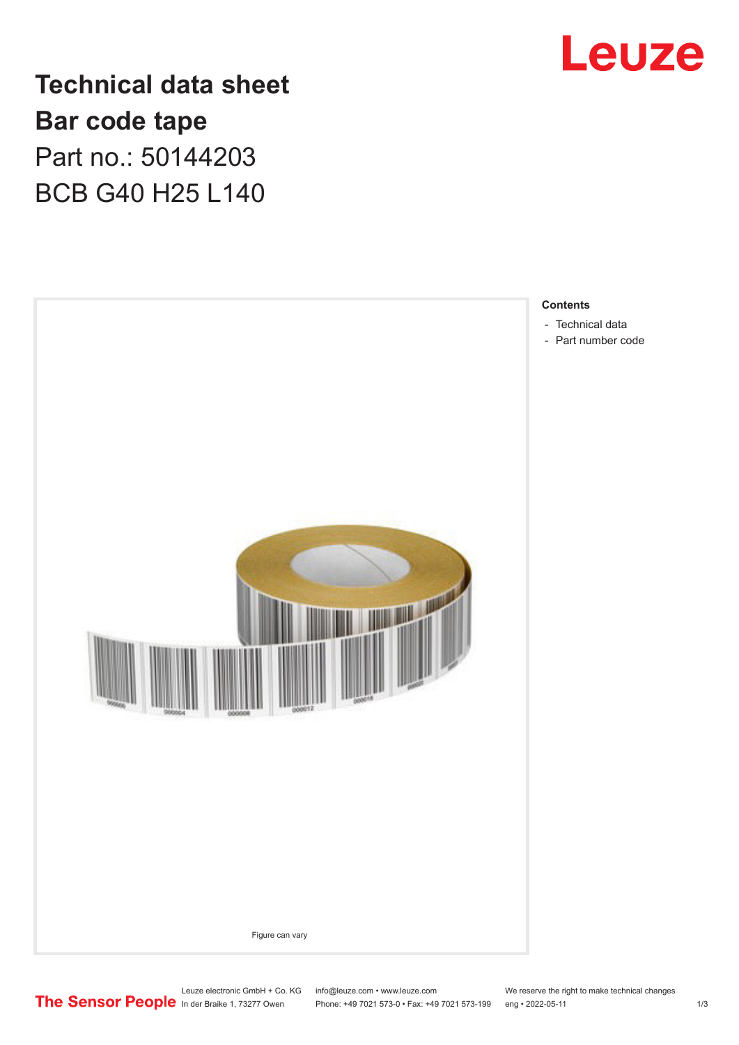# Technical data sheet

## Bar code tape

Part no.: 50144203

BCB G40 H25 L140

Figure can vary

**Contents**

- Technical data
- Part number code

Leuze electronic GmbH + Co. KG
In der Braike 1, 73277 Owen

info@leuze.com • www.leuze.com
Phone: +49 7021 573-0 • Fax: +49 7021 573-199

We reserve the right to make technical changes
eng • 2022-05-11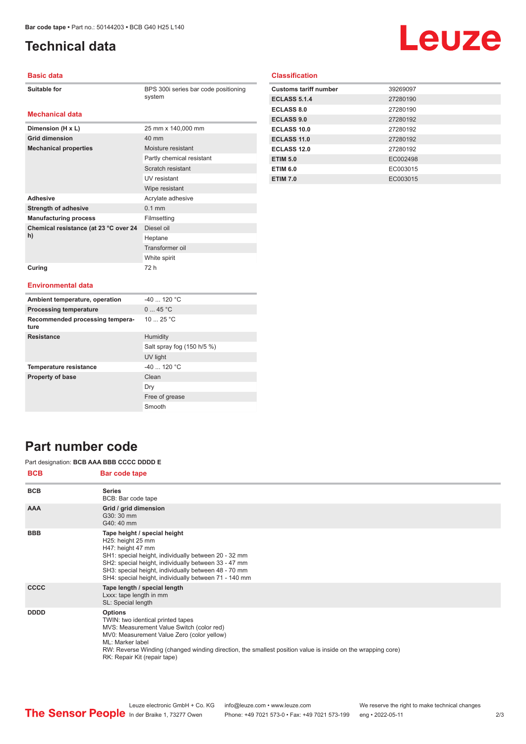# Technical data

## Basic data

| | |
|---|---|
| Suitable for | BPS 300i series bar code positioning system |

## Mechanical data

| | |
|---|---|
| Dimension (H x L) | 25 mm x 140,000 mm |
| Grid dimension | 40 mm |
| Mechanical properties | Moisture resistant |
| | Partly chemical resistant |
| | Scratch resistant |
| | UV resistant |
| | Wipe resistant |
| Adhesive | Acrylate adhesive |
| Strength of adhesive | 0.1 mm |
| Manufacturing process | Filmsetting |
| Chemical resistance (at 23 °C over 24 h) | Diesel oil |
| | Heptane |
| | Transformer oil |
| | White spirit |
| Curing | 72 h |

## Environmental data

| | |
|---|---|
| Ambient temperature, operation | -40 ... 120 °C |
| Processing temperature | 0 ... 45 °C |
| Recommended processing temperature | 10 ... 25 °C |
| Resistance | Humidity |
| | Salt spray fog (150 h/5 %) |
| | UV light |
| Temperature resistance | -40 ... 120 °C |
| Property of base | Clean |
| | Dry |
| | Free of grease |
| | Smooth |

## Classification

| | |
|---|---|
| Customs tariff number | 39269097 |
| ECLASS 5.1.4 | 27280190 |
| ECLASS 8.0 | 27280190 |
| ECLASS 9.0 | 27280192 |
| ECLASS 10.0 | 27280192 |
| ECLASS 11.0 | 27280192 |
| ECLASS 12.0 | 27280192 |
| ETIM 5.0 | EC002498 |
| ETIM 6.0 | EC003015 |
| ETIM 7.0 | EC003015 |

# Part number code

Part designation: **BCB AAA BBB CCCC DDDD E**

| BCB | Bar code tape |
|---|---|
| BCB | **Series**<br>BCB: Bar code tape |
| AAA | **Grid / grid dimension**<br>G30: 30 mm<br>G40: 40 mm |
| BBB | **Tape height / special height**<br>H25: height 25 mm<br>H47: height 47 mm<br>SH1: special height, individually between 20 - 32 mm<br>SH2: special height, individually between 33 - 47 mm<br>SH3: special height, individually between 48 - 70 mm<br>SH4: special height, individually between 71 - 140 mm |
| CCCC | **Tape length / special length**<br>Lxxx: tape length in mm<br>SL: Special length |
| DDDD | **Options**<br>TWIN: two identical printed tapes<br>MVS: Measurement Value Switch (color red)<br>MV0: Measurement Value Zero (color yellow)<br>ML: Marker label<br>RW: Reverse Winding (changed winding direction, the smallest position value is inside on the wrapping core)<br>RK: Repair Kit (repair tape) |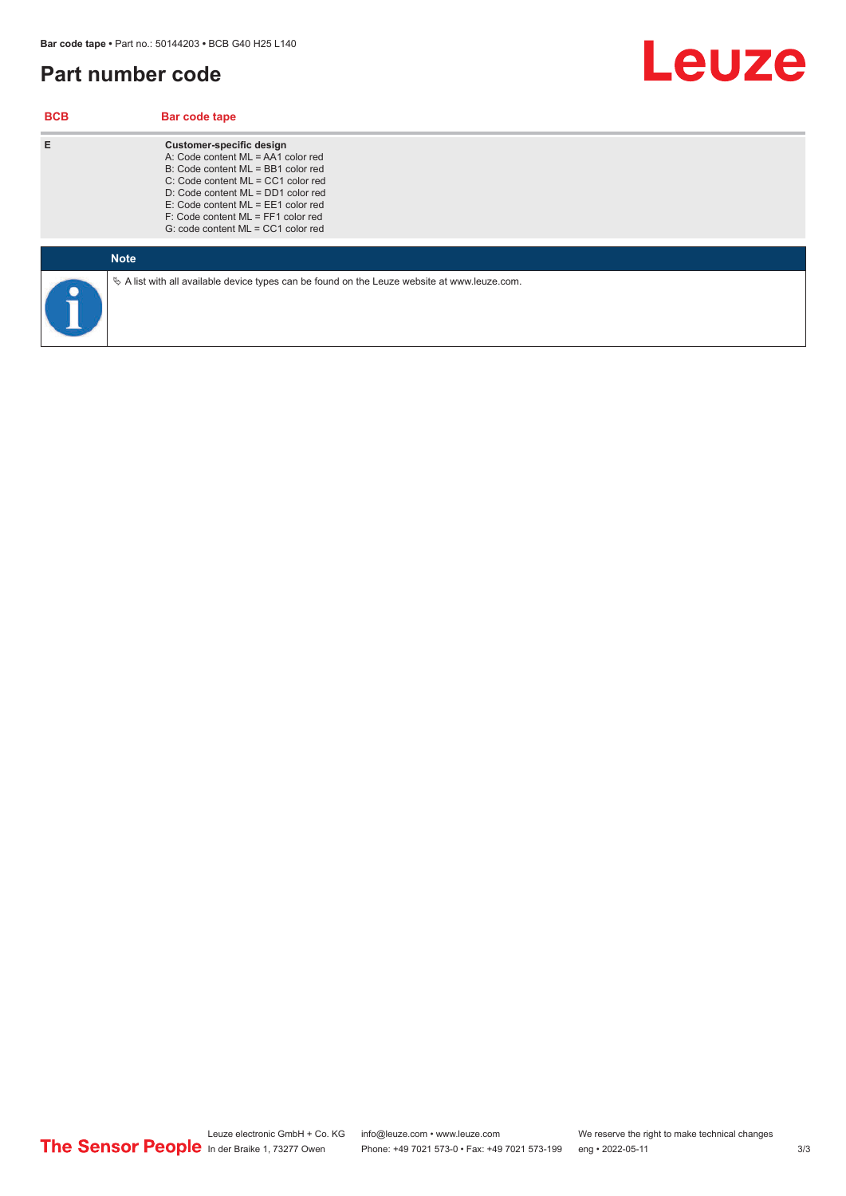## Part number code

| BCB | Bar code tape |
| --- | --- |
| E | **Customer-specific design**<br>A: Code content ML = AA1 color red<br>B: Code content ML = BB1 color red<br>C: Code content ML = CC1 color red<br>D: Code content ML = DD1 color red<br>E: Code content ML = EE1 color red<br>F: Code content ML = FF1 color red<br>G: code content ML = CC1 color red |

**Note**

↬ A list with all available device types can be found on the Leuze website at www.leuze.com.